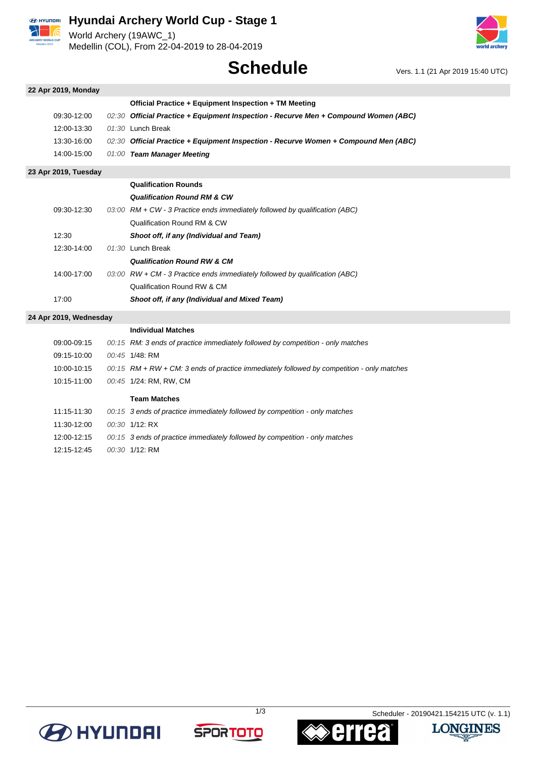# Hyundai Archery World Cup - Stage 1

World Archery (19AWC_1)
Medellin (COL), From 22-04-2019 to 28-04-2019

## Schedule

Vers. 1.1 (21 Apr 2019 15:40 UTC)

### 22 Apr 2019, Monday

| Time | Duration | Event |
|---|---|---|
| | | **Official Practice + Equipment Inspection + TM Meeting** |
| 09:30-12:00 | *02:30* | ***Official Practice + Equipment Inspection - Recurve Men + Compound Women (ABC)*** |
| 12:00-13:30 | *01:30* | Lunch Break |
| 13:30-16:00 | *02:30* | ***Official Practice + Equipment Inspection - Recurve Women + Compound Men (ABC)*** |
| 14:00-15:00 | *01:00* | ***Team Manager Meeting*** |

### 23 Apr 2019, Tuesday

| Time | Duration | Event |
|---|---|---|
| | | **Qualification Rounds** |
| | | ***Qualification Round RM & CW*** |
| 09:30-12:30 | *03:00* | *RM + CW - 3 Practice ends immediately followed by qualification (ABC)* |
| | | Qualification Round RM & CW |
| 12:30 | | ***Shoot off, if any (Individual and Team)*** |
| 12:30-14:00 | *01:30* | Lunch Break |
| | | ***Qualification Round RW & CM*** |
| 14:00-17:00 | *03:00* | *RW + CM - 3 Practice ends immediately followed by qualification (ABC)* |
| | | Qualification Round RW & CM |
| 17:00 | | ***Shoot off, if any (Individual and Mixed Team)*** |

### 24 Apr 2019, Wednesday

| Time | Duration | Event |
|---|---|---|
| | | **Individual Matches** |
| 09:00-09:15 | *00:15* | *RM: 3 ends of practice immediately followed by competition - only matches* |
| 09:15-10:00 | *00:45* | 1/48: RM |
| 10:00-10:15 | *00:15* | *RM + RW + CM: 3 ends of practice immediately followed by competition - only matches* |
| 10:15-11:00 | *00:45* | 1/24: RM, RW, CM |
| | | **Team Matches** |
| 11:15-11:30 | *00:15* | *3 ends of practice immediately followed by competition - only matches* |
| 11:30-12:00 | *00:30* | 1/12: RX |
| 12:00-12:15 | *00:15* | *3 ends of practice immediately followed by competition - only matches* |
| 12:15-12:45 | *00:30* | 1/12: RM |

Scheduler - 20190421.154215 UTC (v. 1.1)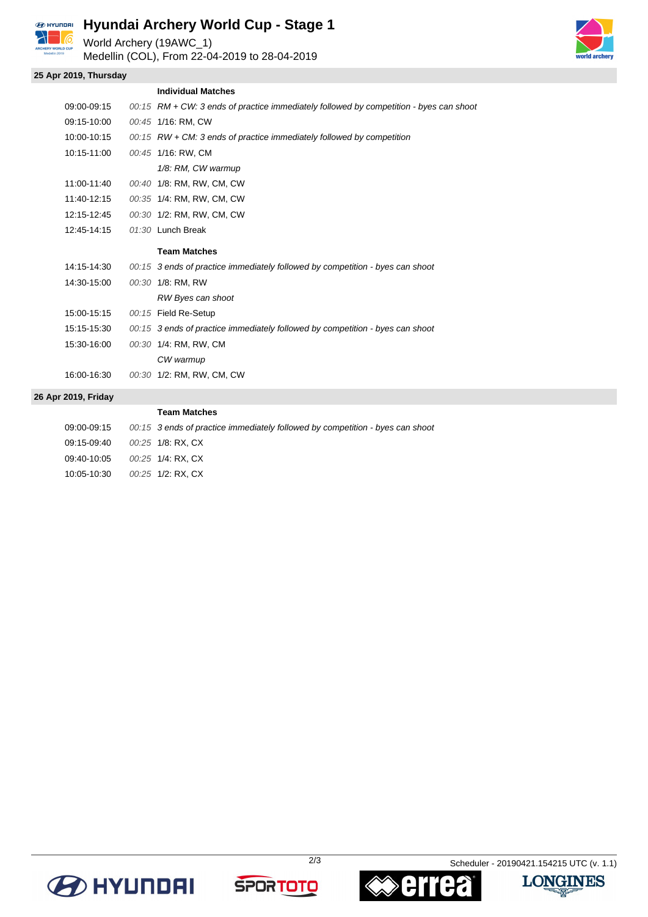# Hyundai Archery World Cup - Stage 1

World Archery (19AWC_1)
Medellin (COL), From 22-04-2019 to 28-04-2019

## 25 Apr 2019, Thursday

### Individual Matches

| Time | Duration | Event |
|---|---|---|
| 09:00-09:15 | *00:15* | *RM + CW: 3 ends of practice immediately followed by competition - byes can shoot* |
| 09:15-10:00 | *00:45* | 1/16: RM, CW |
| 10:00-10:15 | *00:15* | *RW + CM: 3 ends of practice immediately followed by competition* |
| 10:15-11:00 | *00:45* | 1/16: RW, CM |
| | | *1/8: RM, CW warmup* |
| 11:00-11:40 | *00:40* | 1/8: RM, RW, CM, CW |
| 11:40-12:15 | *00:35* | 1/4: RM, RW, CM, CW |
| 12:15-12:45 | *00:30* | 1/2: RM, RW, CM, CW |
| 12:45-14:15 | *01:30* | Lunch Break |

### Team Matches

| Time | Duration | Event |
|---|---|---|
| 14:15-14:30 | *00:15* | *3 ends of practice immediately followed by competition - byes can shoot* |
| 14:30-15:00 | *00:30* | 1/8: RM, RW |
| | | *RW Byes can shoot* |
| 15:00-15:15 | *00:15* | Field Re-Setup |
| 15:15-15:30 | *00:15* | *3 ends of practice immediately followed by competition - byes can shoot* |
| 15:30-16:00 | *00:30* | 1/4: RM, RW, CM |
| | | *CW warmup* |
| 16:00-16:30 | *00:30* | 1/2: RM, RW, CM, CW |

## 26 Apr 2019, Friday

### Team Matches

| Time | Duration | Event |
|---|---|---|
| 09:00-09:15 | *00:15* | *3 ends of practice immediately followed by competition - byes can shoot* |
| 09:15-09:40 | *00:25* | 1/8: RX, CX |
| 09:40-10:05 | *00:25* | 1/4: RX, CX |
| 10:05-10:30 | *00:25* | 1/2: RX, CX |

Scheduler - 20190421.154215 UTC (v. 1.1)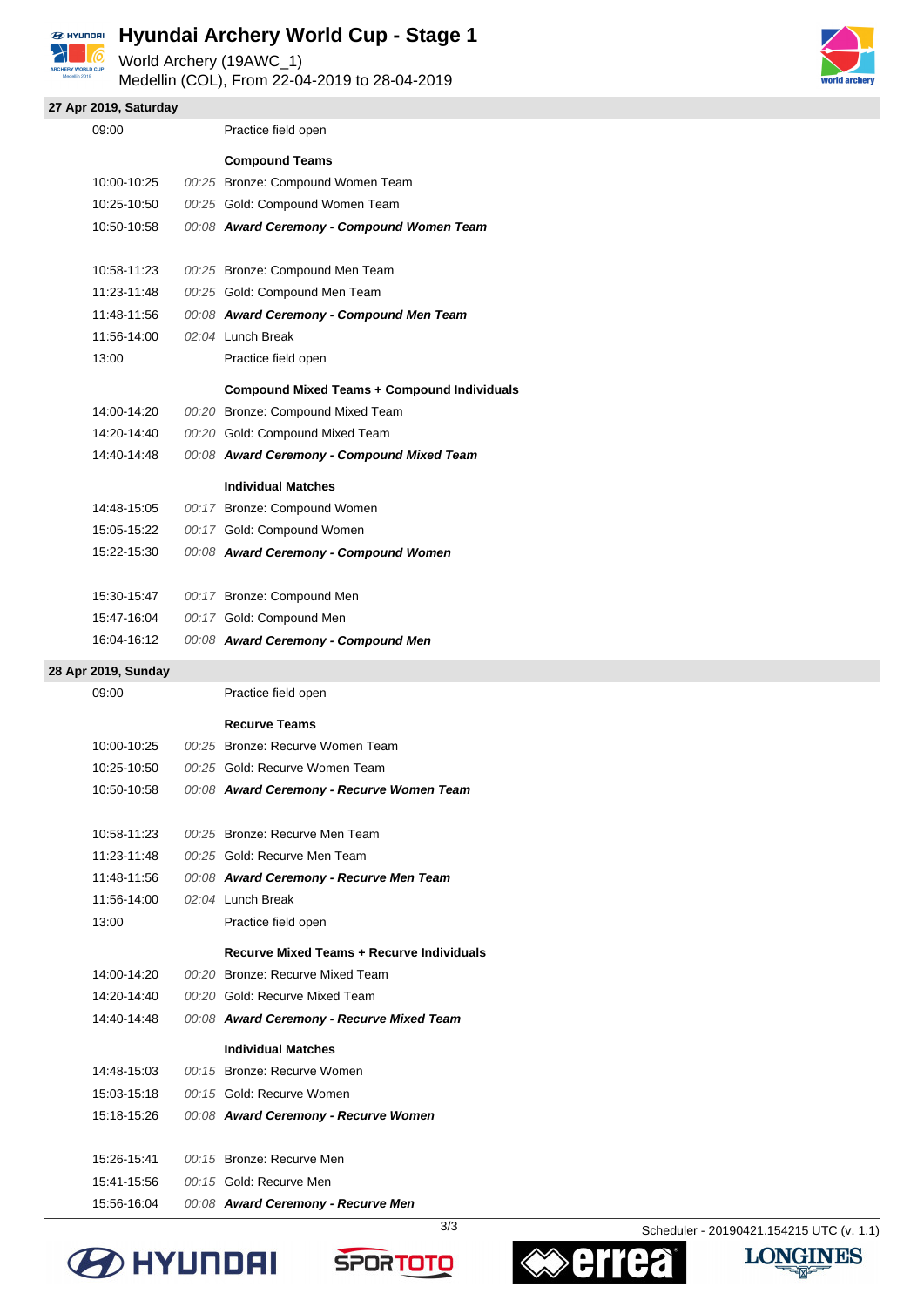# Hyundai Archery World Cup - Stage 1

World Archery (19AWC_1)
Medellin (COL), From 22-04-2019 to 28-04-2019

## 27 Apr 2019, Saturday

| | | |
|---|---|---|
| 09:00 | | Practice field open |
| | | **Compound Teams** |
| 10:00-10:25 | *00:25* | Bronze: Compound Women Team |
| 10:25-10:50 | *00:25* | Gold: Compound Women Team |
| 10:50-10:58 | *00:08* | ***Award Ceremony - Compound Women Team*** |
| 10:58-11:23 | *00:25* | Bronze: Compound Men Team |
| 11:23-11:48 | *00:25* | Gold: Compound Men Team |
| 11:48-11:56 | *00:08* | ***Award Ceremony - Compound Men Team*** |
| 11:56-14:00 | *02:04* | Lunch Break |
| 13:00 | | Practice field open |
| | | **Compound Mixed Teams + Compound Individuals** |
| 14:00-14:20 | *00:20* | Bronze: Compound Mixed Team |
| 14:20-14:40 | *00:20* | Gold: Compound Mixed Team |
| 14:40-14:48 | *00:08* | ***Award Ceremony - Compound Mixed Team*** |
| | | **Individual Matches** |
| 14:48-15:05 | *00:17* | Bronze: Compound Women |
| 15:05-15:22 | *00:17* | Gold: Compound Women |
| 15:22-15:30 | *00:08* | ***Award Ceremony - Compound Women*** |
| 15:30-15:47 | *00:17* | Bronze: Compound Men |
| 15:47-16:04 | *00:17* | Gold: Compound Men |
| 16:04-16:12 | *00:08* | ***Award Ceremony - Compound Men*** |

## 28 Apr 2019, Sunday

| | | |
|---|---|---|
| 09:00 | | Practice field open |
| | | **Recurve Teams** |
| 10:00-10:25 | *00:25* | Bronze: Recurve Women Team |
| 10:25-10:50 | *00:25* | Gold: Recurve Women Team |
| 10:50-10:58 | *00:08* | ***Award Ceremony - Recurve Women Team*** |
| 10:58-11:23 | *00:25* | Bronze: Recurve Men Team |
| 11:23-11:48 | *00:25* | Gold: Recurve Men Team |
| 11:48-11:56 | *00:08* | ***Award Ceremony - Recurve Men Team*** |
| 11:56-14:00 | *02:04* | Lunch Break |
| 13:00 | | Practice field open |
| | | **Recurve Mixed Teams + Recurve Individuals** |
| 14:00-14:20 | *00:20* | Bronze: Recurve Mixed Team |
| 14:20-14:40 | *00:20* | Gold: Recurve Mixed Team |
| 14:40-14:48 | *00:08* | ***Award Ceremony - Recurve Mixed Team*** |
| | | **Individual Matches** |
| 14:48-15:03 | *00:15* | Bronze: Recurve Women |
| 15:03-15:18 | *00:15* | Gold: Recurve Women |
| 15:18-15:26 | *00:08* | ***Award Ceremony - Recurve Women*** |
| 15:26-15:41 | *00:15* | Bronze: Recurve Men |
| 15:41-15:56 | *00:15* | Gold: Recurve Men |
| 15:56-16:04 | *00:08* | ***Award Ceremony - Recurve Men*** |

Scheduler - 20190421.154215 UTC (v. 1.1)